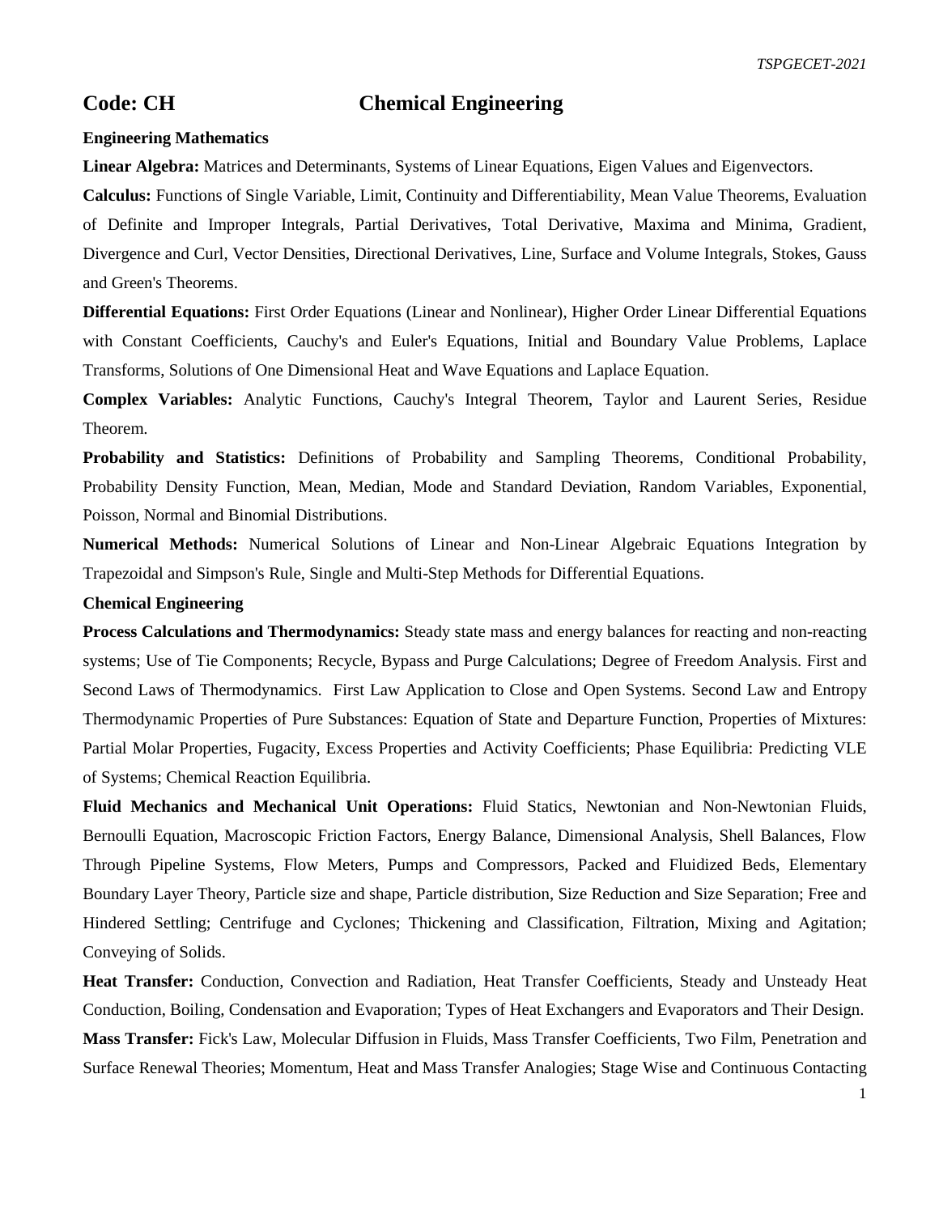# Code: CH Chemical Engineering

**Engineering Mathematics**

**Linear Algebra:** Matrices and Determinants, Systems of Linear Equations, Eigen Values and Eigenvectors.

**Calculus:** Functions of Single Variable, Limit, Continuity and Differentiability, Mean Value Theorems, Evaluation of Definite and Improper Integrals, Partial Derivatives, Total Derivative, Maxima and Minima, Gradient, Divergence and Curl, Vector Densities, Directional Derivatives, Line, Surface and Volume Integrals, Stokes, Gauss and Green's Theorems.

**Differential Equations:** First Order Equations (Linear and Nonlinear), Higher Order Linear Differential Equations with Constant Coefficients, Cauchy's and Euler's Equations, Initial and Boundary Value Problems, Laplace Transforms, Solutions of One Dimensional Heat and Wave Equations and Laplace Equation.

**Complex Variables:** Analytic Functions, Cauchy's Integral Theorem, Taylor and Laurent Series, Residue Theorem.

**Probability and Statistics:** Definitions of Probability and Sampling Theorems, Conditional Probability, Probability Density Function, Mean, Median, Mode and Standard Deviation, Random Variables, Exponential, Poisson, Normal and Binomial Distributions.

**Numerical Methods:** Numerical Solutions of Linear and Non-Linear Algebraic Equations Integration by Trapezoidal and Simpson's Rule, Single and Multi-Step Methods for Differential Equations.

**Chemical Engineering**

**Process Calculations and Thermodynamics:** Steady state mass and energy balances for reacting and non-reacting systems; Use of Tie Components; Recycle, Bypass and Purge Calculations; Degree of Freedom Analysis. First and Second Laws of Thermodynamics. First Law Application to Close and Open Systems. Second Law and Entropy Thermodynamic Properties of Pure Substances: Equation of State and Departure Function, Properties of Mixtures: Partial Molar Properties, Fugacity, Excess Properties and Activity Coefficients; Phase Equilibria: Predicting VLE of Systems; Chemical Reaction Equilibria.

**Fluid Mechanics and Mechanical Unit Operations:** Fluid Statics, Newtonian and Non-Newtonian Fluids, Bernoulli Equation, Macroscopic Friction Factors, Energy Balance, Dimensional Analysis, Shell Balances, Flow Through Pipeline Systems, Flow Meters, Pumps and Compressors, Packed and Fluidized Beds, Elementary Boundary Layer Theory, Particle size and shape, Particle distribution, Size Reduction and Size Separation; Free and Hindered Settling; Centrifuge and Cyclones; Thickening and Classification, Filtration, Mixing and Agitation; Conveying of Solids.

**Heat Transfer:** Conduction, Convection and Radiation, Heat Transfer Coefficients, Steady and Unsteady Heat Conduction, Boiling, Condensation and Evaporation; Types of Heat Exchangers and Evaporators and Their Design.

**Mass Transfer:** Fick's Law, Molecular Diffusion in Fluids, Mass Transfer Coefficients, Two Film, Penetration and Surface Renewal Theories; Momentum, Heat and Mass Transfer Analogies; Stage Wise and Continuous Contacting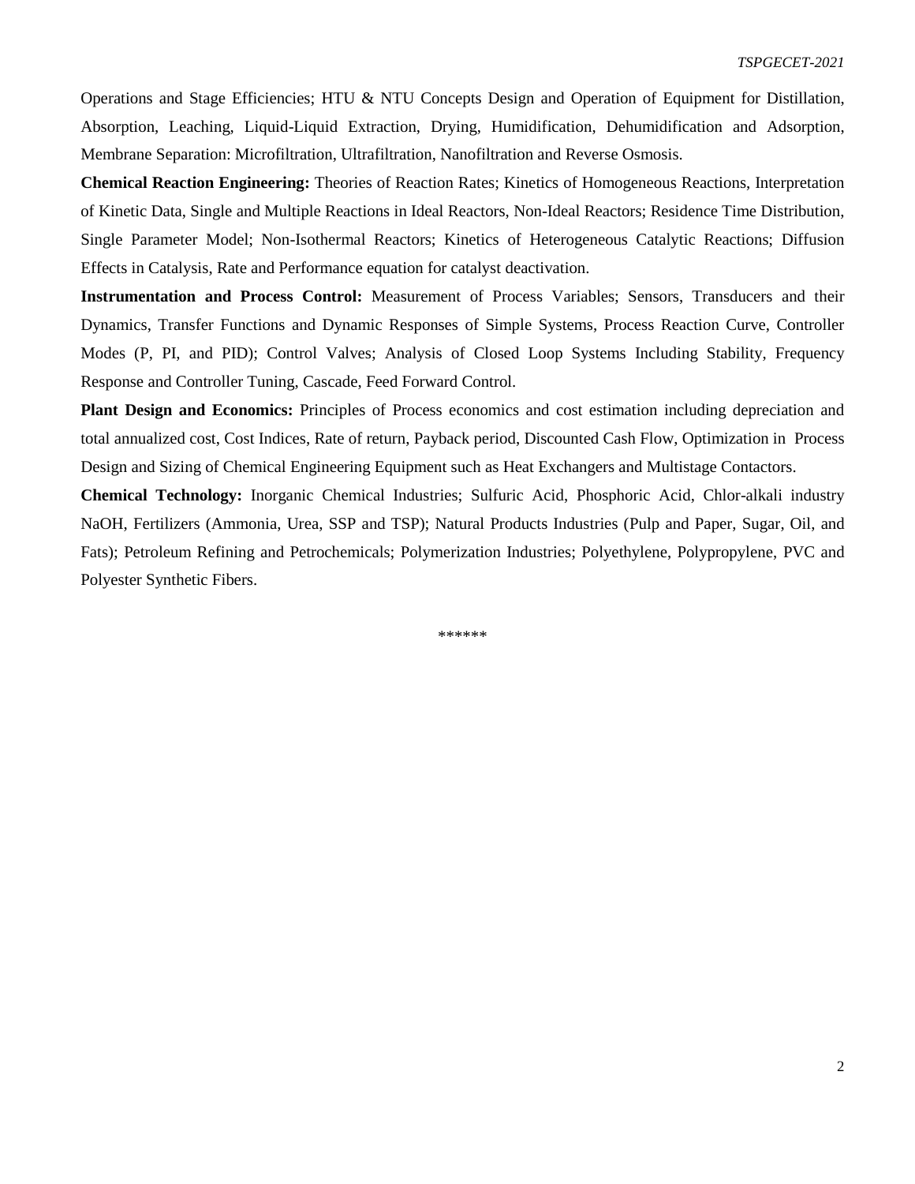Operations and Stage Efficiencies; HTU & NTU Concepts Design and Operation of Equipment for Distillation, Absorption, Leaching, Liquid-Liquid Extraction, Drying, Humidification, Dehumidification and Adsorption, Membrane Separation: Microfiltration, Ultrafiltration, Nanofiltration and Reverse Osmosis.

**Chemical Reaction Engineering:** Theories of Reaction Rates; Kinetics of Homogeneous Reactions, Interpretation of Kinetic Data, Single and Multiple Reactions in Ideal Reactors, Non-Ideal Reactors; Residence Time Distribution, Single Parameter Model; Non-Isothermal Reactors; Kinetics of Heterogeneous Catalytic Reactions; Diffusion Effects in Catalysis, Rate and Performance equation for catalyst deactivation.

**Instrumentation and Process Control:** Measurement of Process Variables; Sensors, Transducers and their Dynamics, Transfer Functions and Dynamic Responses of Simple Systems, Process Reaction Curve, Controller Modes (P, PI, and PID); Control Valves; Analysis of Closed Loop Systems Including Stability, Frequency Response and Controller Tuning, Cascade, Feed Forward Control.

**Plant Design and Economics:** Principles of Process economics and cost estimation including depreciation and total annualized cost, Cost Indices, Rate of return, Payback period, Discounted Cash Flow, Optimization in Process Design and Sizing of Chemical Engineering Equipment such as Heat Exchangers and Multistage Contactors.

**Chemical Technology:** Inorganic Chemical Industries; Sulfuric Acid, Phosphoric Acid, Chlor-alkali industry NaOH, Fertilizers (Ammonia, Urea, SSP and TSP); Natural Products Industries (Pulp and Paper, Sugar, Oil, and Fats); Petroleum Refining and Petrochemicals; Polymerization Industries; Polyethylene, Polypropylene, PVC and Polyester Synthetic Fibers.

******